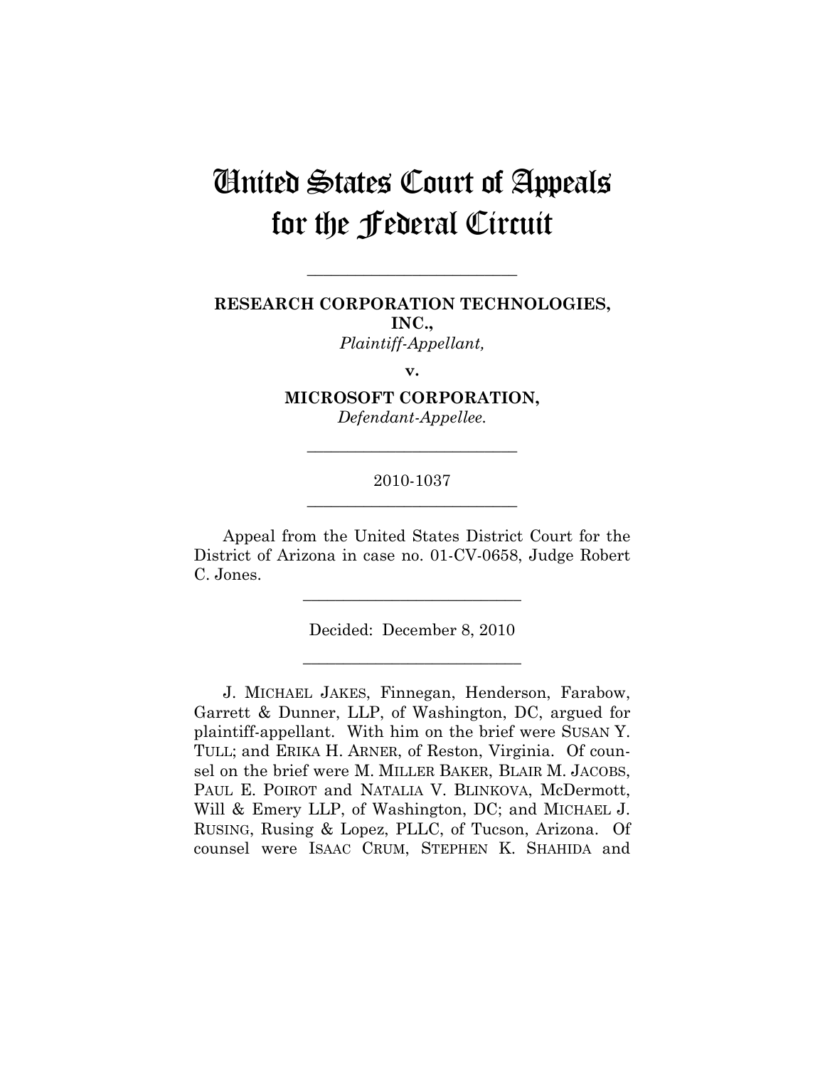# United States Court of Appeals for the Federal Circuit

---

**RESEARCH CORPORATION TECHNOLOGIES, INC.,**
*Plaintiff-Appellant,*

**v.**

**MICROSOFT CORPORATION,**
*Defendant-Appellee.*

---

2010-1037

---

Appeal from the United States District Court for the District of Arizona in case no. 01-CV-0658, Judge Robert C. Jones.

---

Decided: December 8, 2010

---

J. MICHAEL JAKES, Finnegan, Henderson, Farabow, Garrett & Dunner, LLP, of Washington, DC, argued for plaintiff-appellant. With him on the brief were SUSAN Y. TULL; and ERIKA H. ARNER, of Reston, Virginia. Of counsel on the brief were M. MILLER BAKER, BLAIR M. JACOBS, PAUL E. POIROT and NATALIA V. BLINKOVA, McDermott, Will & Emery LLP, of Washington, DC; and MICHAEL J. RUSING, Rusing & Lopez, PLLC, of Tucson, Arizona. Of counsel were ISAAC CRUM, STEPHEN K. SHAHIDA and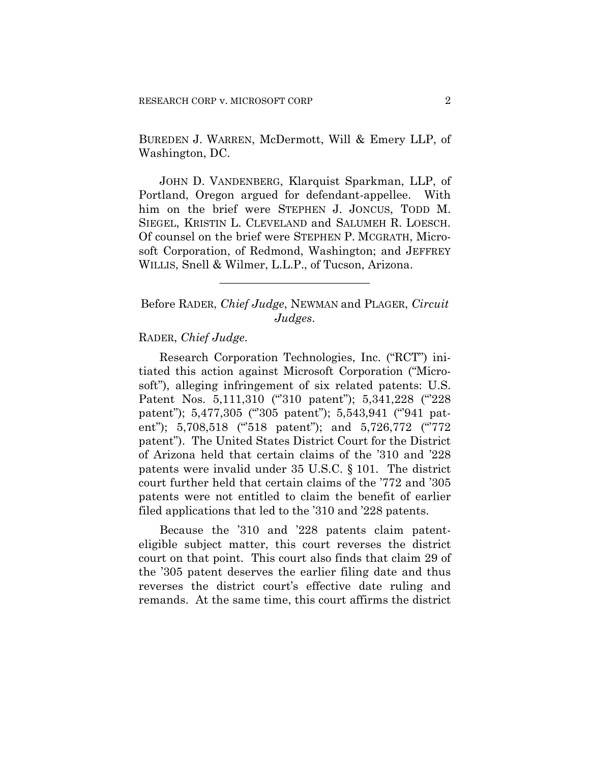BUREDEN J. WARREN, McDermott, Will & Emery LLP, of Washington, DC.

JOHN D. VANDENBERG, Klarquist Sparkman, LLP, of Portland, Oregon argued for defendant-appellee. With him on the brief were STEPHEN J. JONCUS, TODD M. SIEGEL, KRISTIN L. CLEVELAND and SALUMEH R. LOESCH. Of counsel on the brief were STEPHEN P. MCGRATH, Microsoft Corporation, of Redmond, Washington; and JEFFREY WILLIS, Snell & Wilmer, L.L.P., of Tucson, Arizona.

---

Before RADER, *Chief Judge*, NEWMAN and PLAGER, *Circuit Judges*.

RADER, *Chief Judge*.

Research Corporation Technologies, Inc. ("RCT") initiated this action against Microsoft Corporation ("Microsoft"), alleging infringement of six related patents: U.S. Patent Nos. 5,111,310 ("'310 patent"); 5,341,228 ("'228 patent"); 5,477,305 ("'305 patent"); 5,543,941 ("'941 patent"); 5,708,518 ("'518 patent"); and 5,726,772 ("'772 patent"). The United States District Court for the District of Arizona held that certain claims of the '310 and '228 patents were invalid under 35 U.S.C. § 101. The district court further held that certain claims of the '772 and '305 patents were not entitled to claim the benefit of earlier filed applications that led to the '310 and '228 patents.

Because the '310 and '228 patents claim patent-eligible subject matter, this court reverses the district court on that point. This court also finds that claim 29 of the '305 patent deserves the earlier filing date and thus reverses the district court's effective date ruling and remands. At the same time, this court affirms the district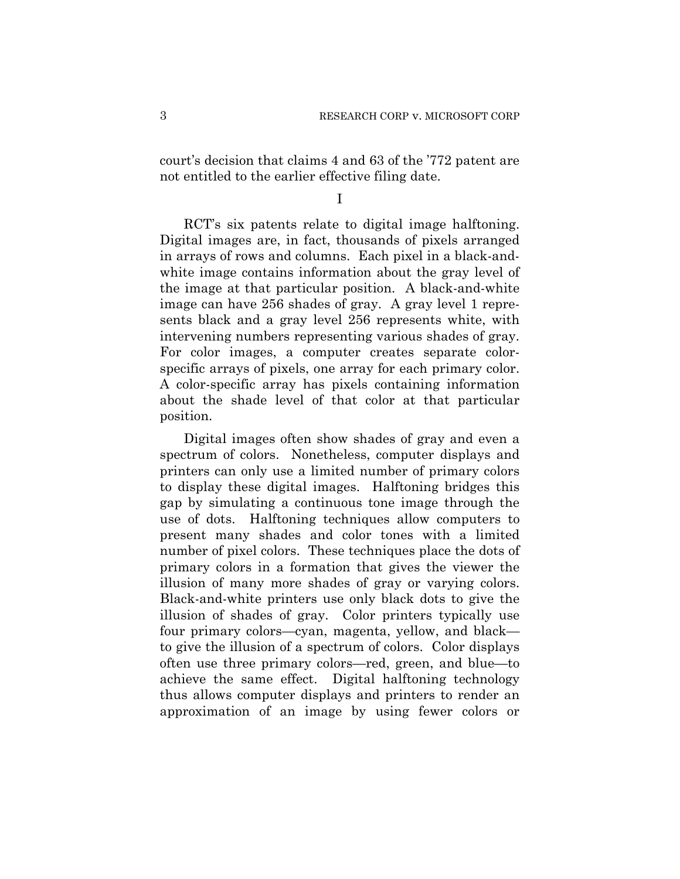court's decision that claims 4 and 63 of the '772 patent are not entitled to the earlier effective filing date.

I

RCT's six patents relate to digital image halftoning. Digital images are, in fact, thousands of pixels arranged in arrays of rows and columns. Each pixel in a black-and-white image contains information about the gray level of the image at that particular position. A black-and-white image can have 256 shades of gray. A gray level 1 represents black and a gray level 256 represents white, with intervening numbers representing various shades of gray. For color images, a computer creates separate color-specific arrays of pixels, one array for each primary color. A color-specific array has pixels containing information about the shade level of that color at that particular position.

Digital images often show shades of gray and even a spectrum of colors. Nonetheless, computer displays and printers can only use a limited number of primary colors to display these digital images. Halftoning bridges this gap by simulating a continuous tone image through the use of dots. Halftoning techniques allow computers to present many shades and color tones with a limited number of pixel colors. These techniques place the dots of primary colors in a formation that gives the viewer the illusion of many more shades of gray or varying colors. Black-and-white printers use only black dots to give the illusion of shades of gray. Color printers typically use four primary colors—cyan, magenta, yellow, and black—to give the illusion of a spectrum of colors. Color displays often use three primary colors—red, green, and blue—to achieve the same effect. Digital halftoning technology thus allows computer displays and printers to render an approximation of an image by using fewer colors or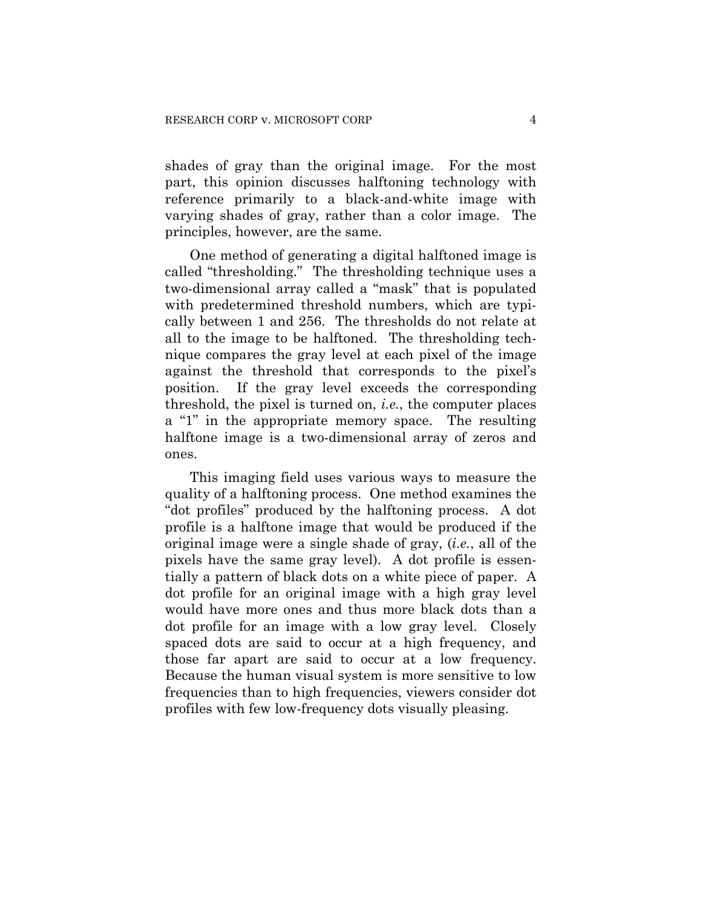shades of gray than the original image. For the most part, this opinion discusses halftoning technology with reference primarily to a black-and-white image with varying shades of gray, rather than a color image. The principles, however, are the same.

One method of generating a digital halftoned image is called "thresholding." The thresholding technique uses a two-dimensional array called a "mask" that is populated with predetermined threshold numbers, which are typically between 1 and 256. The thresholds do not relate at all to the image to be halftoned. The thresholding technique compares the gray level at each pixel of the image against the threshold that corresponds to the pixel's position. If the gray level exceeds the corresponding threshold, the pixel is turned on, *i.e.*, the computer places a "1" in the appropriate memory space. The resulting halftone image is a two-dimensional array of zeros and ones.

This imaging field uses various ways to measure the quality of a halftoning process. One method examines the "dot profiles" produced by the halftoning process. A dot profile is a halftone image that would be produced if the original image were a single shade of gray, (*i.e.*, all of the pixels have the same gray level). A dot profile is essentially a pattern of black dots on a white piece of paper. A dot profile for an original image with a high gray level would have more ones and thus more black dots than a dot profile for an image with a low gray level. Closely spaced dots are said to occur at a high frequency, and those far apart are said to occur at a low frequency. Because the human visual system is more sensitive to low frequencies than to high frequencies, viewers consider dot profiles with few low-frequency dots visually pleasing.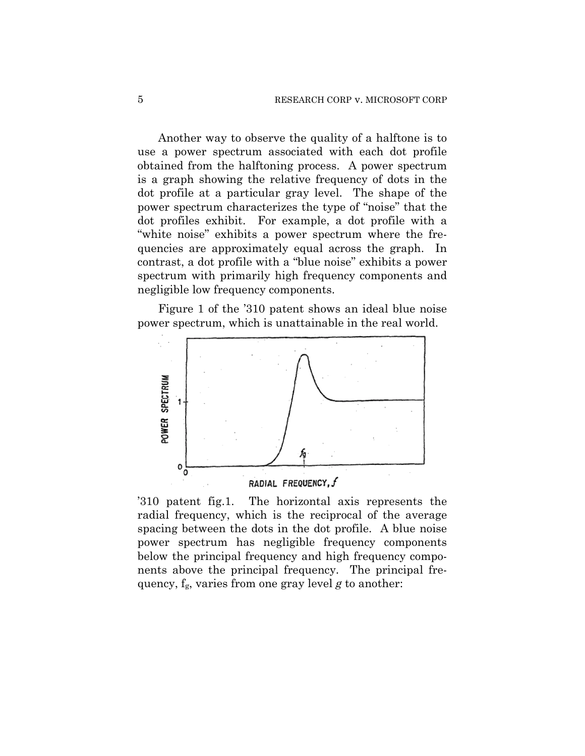Another way to observe the quality of a halftone is to use a power spectrum associated with each dot profile obtained from the halftoning process. A power spectrum is a graph showing the relative frequency of dots in the dot profile at a particular gray level. The shape of the power spectrum characterizes the type of "noise" that the dot profiles exhibit. For example, a dot profile with a "white noise" exhibits a power spectrum where the frequencies are approximately equal across the graph. In contrast, a dot profile with a "blue noise" exhibits a power spectrum with primarily high frequency components and negligible low frequency components.

Figure 1 of the '310 patent shows an ideal blue noise power spectrum, which is unattainable in the real world.

'310 patent fig.1. The horizontal axis represents the radial frequency, which is the reciprocal of the average spacing between the dots in the dot profile. A blue noise power spectrum has negligible frequency components below the principal frequency and high frequency components above the principal frequency. The principal frequency, $f_g$, varies from one gray level $g$ to another: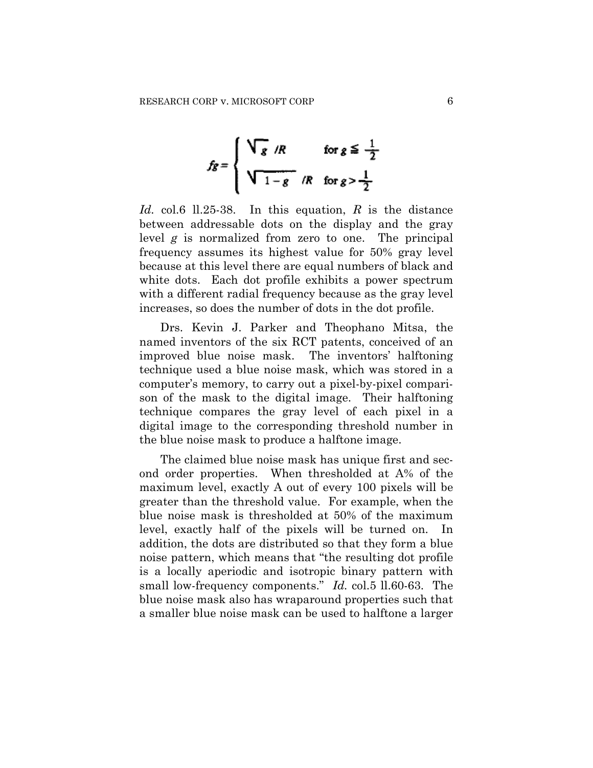$$
f_g = \begin{cases} \sqrt{g}\ /R & \text{for } g \leq \frac{1}{2} \\ \sqrt{1-g}\ /R & \text{for } g > \frac{1}{2} \end{cases}
$$

*Id.* col.6 ll.25-38. In this equation, $R$ is the distance between addressable dots on the display and the gray level $g$ is normalized from zero to one. The principal frequency assumes its highest value for 50% gray level because at this level there are equal numbers of black and white dots. Each dot profile exhibits a power spectrum with a different radial frequency because as the gray level increases, so does the number of dots in the dot profile.

Drs. Kevin J. Parker and Theophano Mitsa, the named inventors of the six RCT patents, conceived of an improved blue noise mask. The inventors' halftoning technique used a blue noise mask, which was stored in a computer's memory, to carry out a pixel-by-pixel comparison of the mask to the digital image. Their halftoning technique compares the gray level of each pixel in a digital image to the corresponding threshold number in the blue noise mask to produce a halftone image.

The claimed blue noise mask has unique first and second order properties. When thresholded at A% of the maximum level, exactly A out of every 100 pixels will be greater than the threshold value. For example, when the blue noise mask is thresholded at 50% of the maximum level, exactly half of the pixels will be turned on. In addition, the dots are distributed so that they form a blue noise pattern, which means that "the resulting dot profile is a locally aperiodic and isotropic binary pattern with small low-frequency components." *Id.* col.5 ll.60-63. The blue noise mask also has wraparound properties such that a smaller blue noise mask can be used to halftone a larger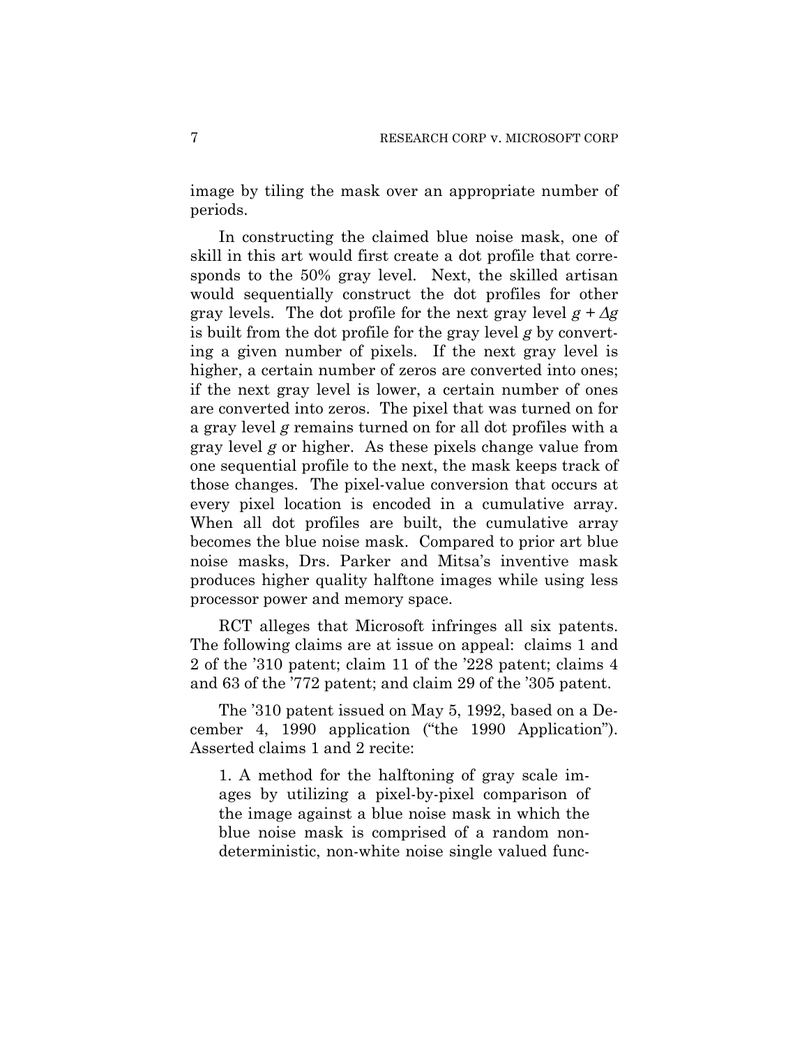image by tiling the mask over an appropriate number of periods.

In constructing the claimed blue noise mask, one of skill in this art would first create a dot profile that corresponds to the 50% gray level. Next, the skilled artisan would sequentially construct the dot profiles for other gray levels. The dot profile for the next gray level $g + \Delta g$ is built from the dot profile for the gray level $g$ by converting a given number of pixels. If the next gray level is higher, a certain number of zeros are converted into ones; if the next gray level is lower, a certain number of ones are converted into zeros. The pixel that was turned on for a gray level $g$ remains turned on for all dot profiles with a gray level $g$ or higher. As these pixels change value from one sequential profile to the next, the mask keeps track of those changes. The pixel-value conversion that occurs at every pixel location is encoded in a cumulative array. When all dot profiles are built, the cumulative array becomes the blue noise mask. Compared to prior art blue noise masks, Drs. Parker and Mitsa's inventive mask produces higher quality halftone images while using less processor power and memory space.

RCT alleges that Microsoft infringes all six patents. The following claims are at issue on appeal: claims 1 and 2 of the '310 patent; claim 11 of the '228 patent; claims 4 and 63 of the '772 patent; and claim 29 of the '305 patent.

The '310 patent issued on May 5, 1992, based on a December 4, 1990 application ("the 1990 Application"). Asserted claims 1 and 2 recite:

> 1. A method for the halftoning of gray scale images by utilizing a pixel-by-pixel comparison of the image against a blue noise mask in which the blue noise mask is comprised of a random non-deterministic, non-white noise single valued func-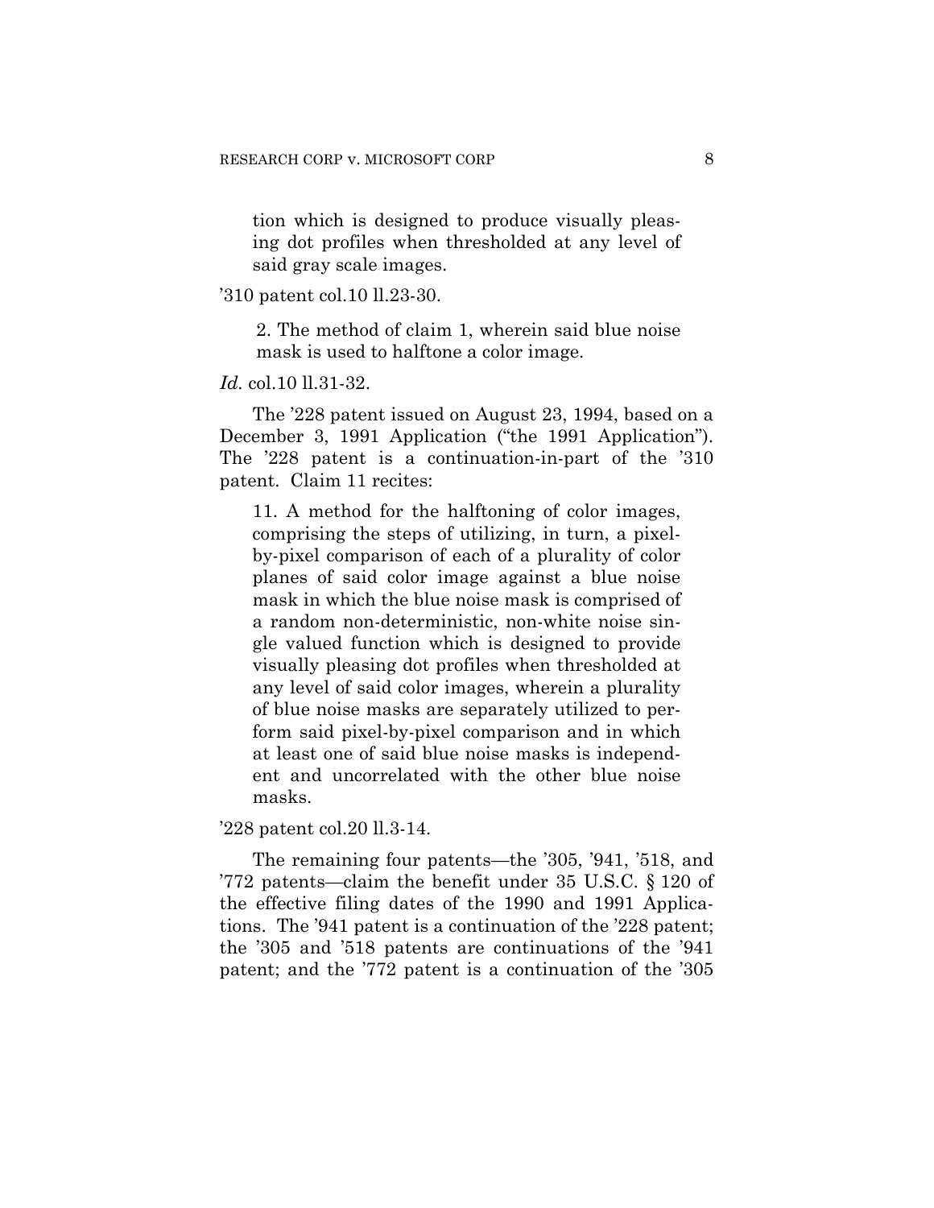> tion which is designed to produce visually pleasing dot profiles when thresholded at any level of said gray scale images.

'310 patent col.10 ll.23-30.

> 2. The method of claim 1, wherein said blue noise mask is used to halftone a color image.

*Id.* col.10 ll.31-32.

The '228 patent issued on August 23, 1994, based on a December 3, 1991 Application ("the 1991 Application"). The '228 patent is a continuation-in-part of the '310 patent. Claim 11 recites:

> 11. A method for the halftoning of color images, comprising the steps of utilizing, in turn, a pixel-by-pixel comparison of each of a plurality of color planes of said color image against a blue noise mask in which the blue noise mask is comprised of a random non-deterministic, non-white noise single valued function which is designed to provide visually pleasing dot profiles when thresholded at any level of said color images, wherein a plurality of blue noise masks are separately utilized to perform said pixel-by-pixel comparison and in which at least one of said blue noise masks is independent and uncorrelated with the other blue noise masks.

'228 patent col.20 ll.3-14.

The remaining four patents—the '305, '941, '518, and '772 patents—claim the benefit under 35 U.S.C. § 120 of the effective filing dates of the 1990 and 1991 Applications. The '941 patent is a continuation of the '228 patent; the '305 and '518 patents are continuations of the '941 patent; and the '772 patent is a continuation of the '305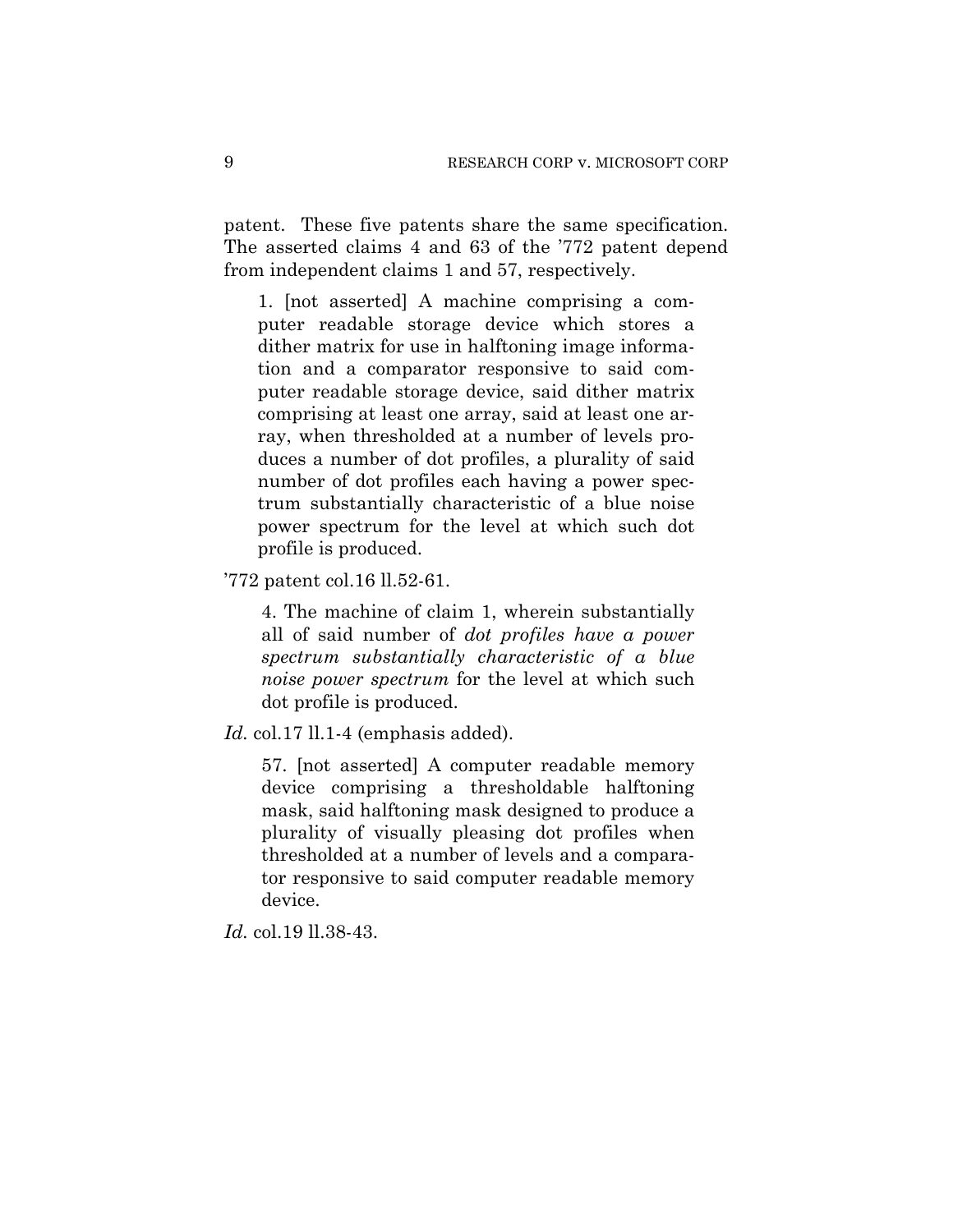patent. These five patents share the same specification. The asserted claims 4 and 63 of the '772 patent depend from independent claims 1 and 57, respectively.

> 1. [not asserted] A machine comprising a computer readable storage device which stores a dither matrix for use in halftoning image information and a comparator responsive to said computer readable storage device, said dither matrix comprising at least one array, said at least one array, when thresholded at a number of levels produces a number of dot profiles, a plurality of said number of dot profiles each having a power spectrum substantially characteristic of a blue noise power spectrum for the level at which such dot profile is produced.

'772 patent col.16 ll.52-61.

> 4. The machine of claim 1, wherein substantially all of said number of *dot profiles have a power spectrum substantially characteristic of a blue noise power spectrum* for the level at which such dot profile is produced.

*Id.* col.17 ll.1-4 (emphasis added).

> 57. [not asserted] A computer readable memory device comprising a thresholdable halftoning mask, said halftoning mask designed to produce a plurality of visually pleasing dot profiles when thresholded at a number of levels and a comparator responsive to said computer readable memory device.

*Id.* col.19 ll.38-43.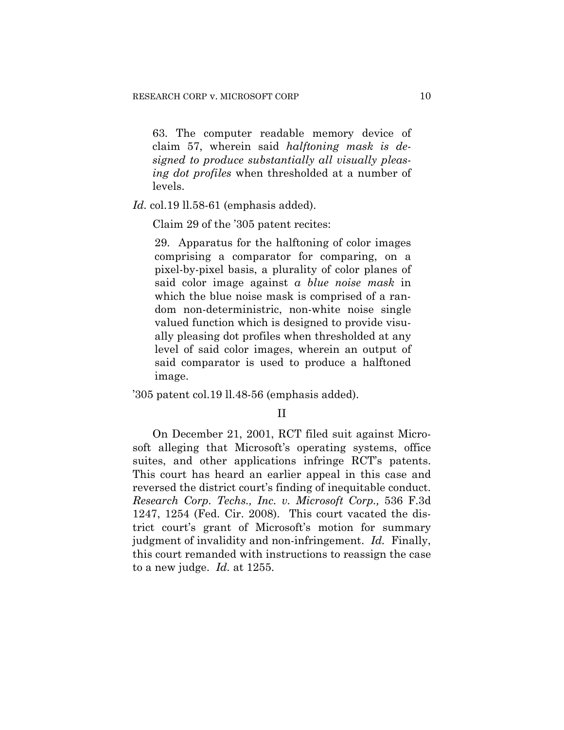> 63. The computer readable memory device of claim 57, wherein said *halftoning mask is designed to produce substantially all visually pleasing dot profiles* when thresholded at a number of levels.

*Id.* col.19 ll.58-61 (emphasis added).

Claim 29 of the '305 patent recites:

> 29. Apparatus for the halftoning of color images comprising a comparator for comparing, on a pixel-by-pixel basis, a plurality of color planes of said color image against *a blue noise mask* in which the blue noise mask is comprised of a random non-deterministric, non-white noise single valued function which is designed to provide visually pleasing dot profiles when thresholded at any level of said color images, wherein an output of said comparator is used to produce a halftoned image.

'305 patent col.19 ll.48-56 (emphasis added).

## II

On December 21, 2001, RCT filed suit against Microsoft alleging that Microsoft's operating systems, office suites, and other applications infringe RCT's patents. This court has heard an earlier appeal in this case and reversed the district court's finding of inequitable conduct. *Research Corp. Techs., Inc. v. Microsoft Corp.,* 536 F.3d 1247, 1254 (Fed. Cir. 2008). This court vacated the district court's grant of Microsoft's motion for summary judgment of invalidity and non-infringement. *Id.* Finally, this court remanded with instructions to reassign the case to a new judge. *Id.* at 1255.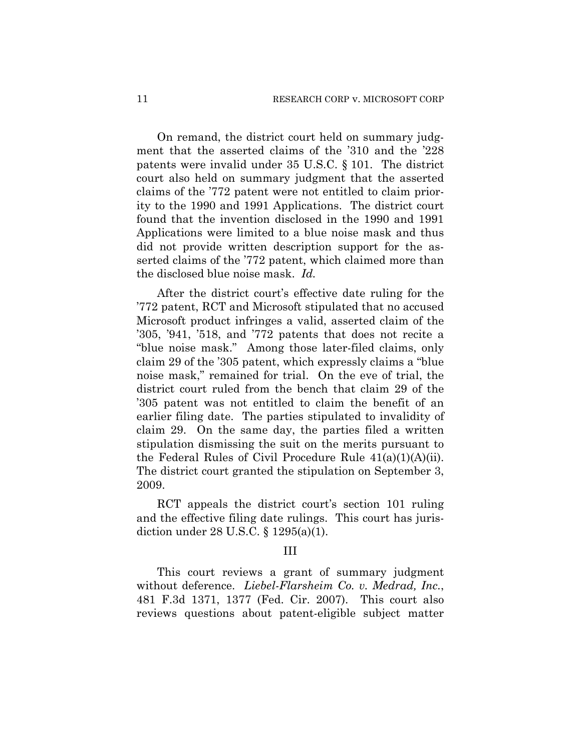On remand, the district court held on summary judgment that the asserted claims of the '310 and the '228 patents were invalid under 35 U.S.C. § 101. The district court also held on summary judgment that the asserted claims of the '772 patent were not entitled to claim priority to the 1990 and 1991 Applications. The district court found that the invention disclosed in the 1990 and 1991 Applications were limited to a blue noise mask and thus did not provide written description support for the asserted claims of the '772 patent, which claimed more than the disclosed blue noise mask. *Id.*

After the district court's effective date ruling for the '772 patent, RCT and Microsoft stipulated that no accused Microsoft product infringes a valid, asserted claim of the '305, '941, '518, and '772 patents that does not recite a "blue noise mask." Among those later-filed claims, only claim 29 of the '305 patent, which expressly claims a "blue noise mask," remained for trial. On the eve of trial, the district court ruled from the bench that claim 29 of the '305 patent was not entitled to claim the benefit of an earlier filing date. The parties stipulated to invalidity of claim 29. On the same day, the parties filed a written stipulation dismissing the suit on the merits pursuant to the Federal Rules of Civil Procedure Rule 41(a)(1)(A)(ii). The district court granted the stipulation on September 3, 2009.

RCT appeals the district court's section 101 ruling and the effective filing date rulings. This court has jurisdiction under 28 U.S.C. § 1295(a)(1).

III

This court reviews a grant of summary judgment without deference. *Liebel-Flarsheim Co. v. Medrad, Inc.*, 481 F.3d 1371, 1377 (Fed. Cir. 2007). This court also reviews questions about patent-eligible subject matter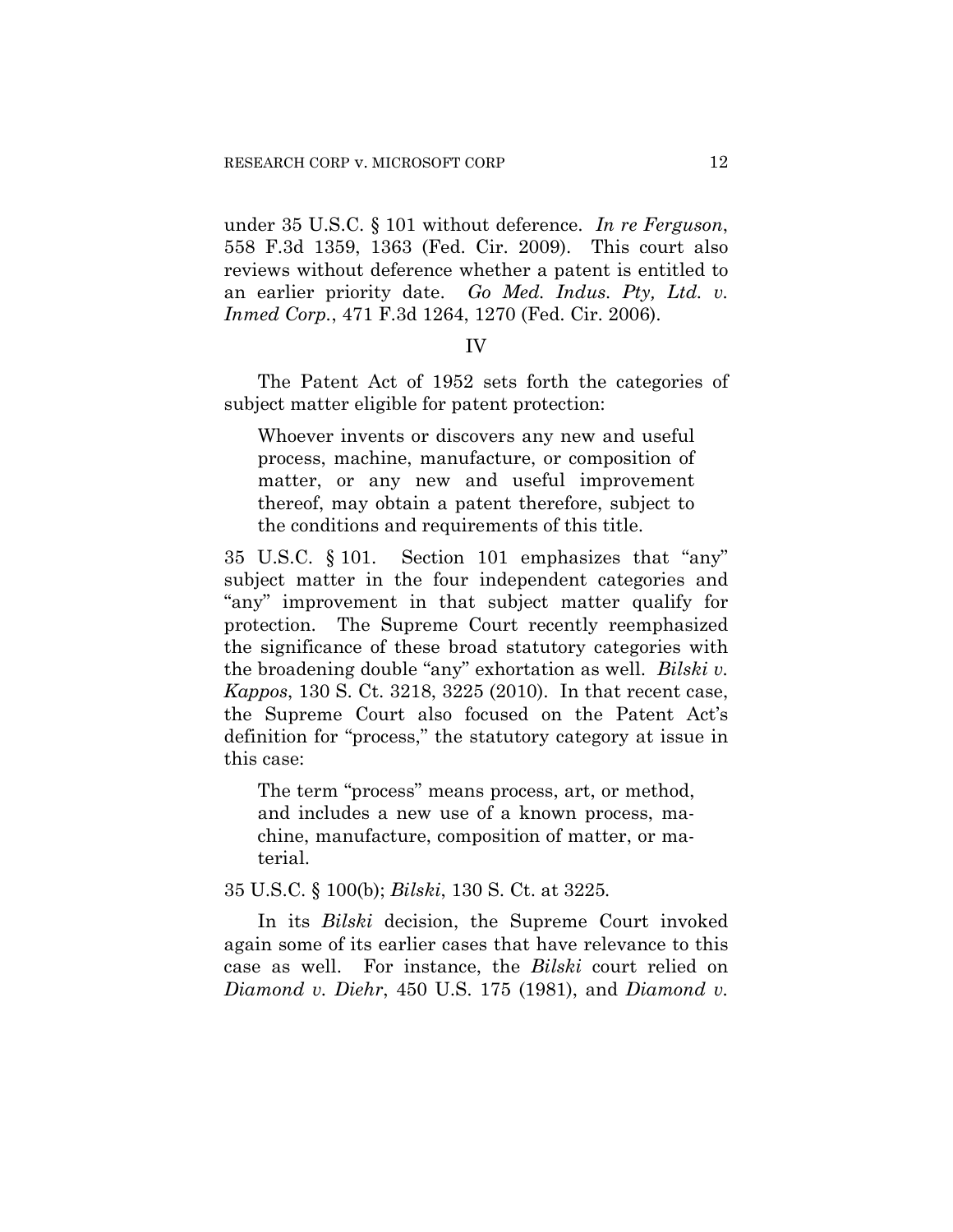under 35 U.S.C. § 101 without deference. *In re Ferguson*, 558 F.3d 1359, 1363 (Fed. Cir. 2009). This court also reviews without deference whether a patent is entitled to an earlier priority date. *Go Med. Indus. Pty, Ltd. v. Inmed Corp.*, 471 F.3d 1264, 1270 (Fed. Cir. 2006).

## IV

The Patent Act of 1952 sets forth the categories of subject matter eligible for patent protection:

> Whoever invents or discovers any new and useful process, machine, manufacture, or composition of matter, or any new and useful improvement thereof, may obtain a patent therefore, subject to the conditions and requirements of this title.

35 U.S.C. § 101. Section 101 emphasizes that "any" subject matter in the four independent categories and "any" improvement in that subject matter qualify for protection. The Supreme Court recently reemphasized the significance of these broad statutory categories with the broadening double "any" exhortation as well. *Bilski v. Kappos*, 130 S. Ct. 3218, 3225 (2010). In that recent case, the Supreme Court also focused on the Patent Act's definition for "process," the statutory category at issue in this case:

> The term "process" means process, art, or method, and includes a new use of a known process, machine, manufacture, composition of matter, or material.

35 U.S.C. § 100(b); *Bilski*, 130 S. Ct. at 3225.

In its *Bilski* decision, the Supreme Court invoked again some of its earlier cases that have relevance to this case as well. For instance, the *Bilski* court relied on *Diamond v. Diehr*, 450 U.S. 175 (1981), and *Diamond v.*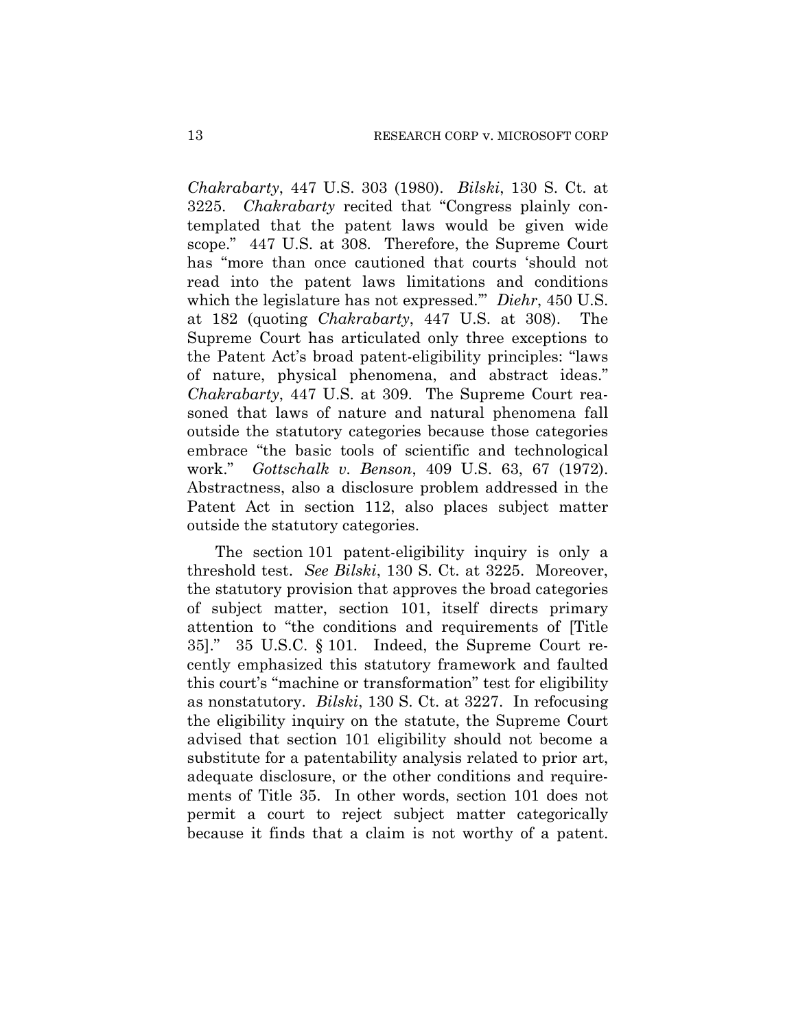*Chakrabarty*, 447 U.S. 303 (1980). *Bilski*, 130 S. Ct. at 3225. *Chakrabarty* recited that "Congress plainly contemplated that the patent laws would be given wide scope." 447 U.S. at 308. Therefore, the Supreme Court has "more than once cautioned that courts 'should not read into the patent laws limitations and conditions which the legislature has not expressed.'" *Diehr*, 450 U.S. at 182 (quoting *Chakrabarty*, 447 U.S. at 308). The Supreme Court has articulated only three exceptions to the Patent Act's broad patent-eligibility principles: "laws of nature, physical phenomena, and abstract ideas." *Chakrabarty*, 447 U.S. at 309. The Supreme Court reasoned that laws of nature and natural phenomena fall outside the statutory categories because those categories embrace "the basic tools of scientific and technological work." *Gottschalk v. Benson*, 409 U.S. 63, 67 (1972). Abstractness, also a disclosure problem addressed in the Patent Act in section 112, also places subject matter outside the statutory categories.

The section 101 patent-eligibility inquiry is only a threshold test. *See Bilski*, 130 S. Ct. at 3225. Moreover, the statutory provision that approves the broad categories of subject matter, section 101, itself directs primary attention to "the conditions and requirements of [Title 35]." 35 U.S.C. § 101. Indeed, the Supreme Court recently emphasized this statutory framework and faulted this court's "machine or transformation" test for eligibility as nonstatutory. *Bilski*, 130 S. Ct. at 3227. In refocusing the eligibility inquiry on the statute, the Supreme Court advised that section 101 eligibility should not become a substitute for a patentability analysis related to prior art, adequate disclosure, or the other conditions and requirements of Title 35. In other words, section 101 does not permit a court to reject subject matter categorically because it finds that a claim is not worthy of a patent.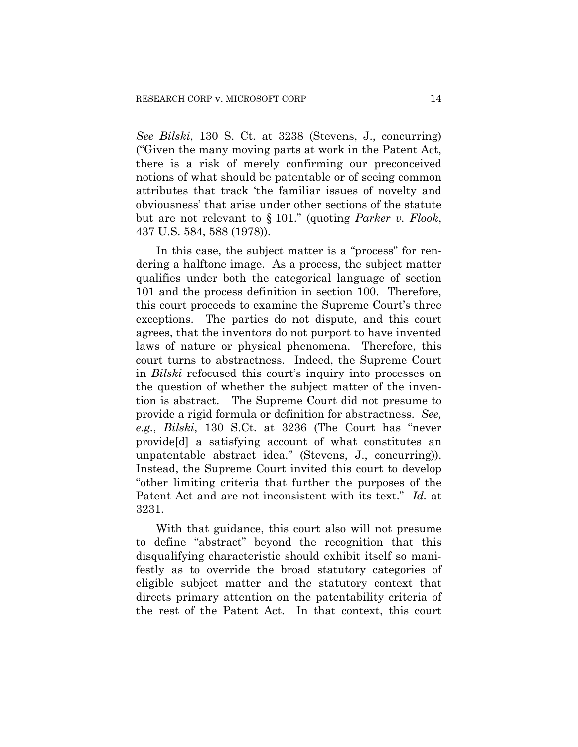*See Bilski*, 130 S. Ct. at 3238 (Stevens, J., concurring) ("Given the many moving parts at work in the Patent Act, there is a risk of merely confirming our preconceived notions of what should be patentable or of seeing common attributes that track 'the familiar issues of novelty and obviousness' that arise under other sections of the statute but are not relevant to § 101." (quoting *Parker v. Flook*, 437 U.S. 584, 588 (1978)).

In this case, the subject matter is a "process" for rendering a halftone image. As a process, the subject matter qualifies under both the categorical language of section 101 and the process definition in section 100. Therefore, this court proceeds to examine the Supreme Court's three exceptions. The parties do not dispute, and this court agrees, that the inventors do not purport to have invented laws of nature or physical phenomena. Therefore, this court turns to abstractness. Indeed, the Supreme Court in *Bilski* refocused this court's inquiry into processes on the question of whether the subject matter of the invention is abstract. The Supreme Court did not presume to provide a rigid formula or definition for abstractness. *See, e.g.*, *Bilski*, 130 S.Ct. at 3236 (The Court has "never provide[d] a satisfying account of what constitutes an unpatentable abstract idea." (Stevens, J., concurring)). Instead, the Supreme Court invited this court to develop "other limiting criteria that further the purposes of the Patent Act and are not inconsistent with its text." *Id.* at 3231.

With that guidance, this court also will not presume to define "abstract" beyond the recognition that this disqualifying characteristic should exhibit itself so manifestly as to override the broad statutory categories of eligible subject matter and the statutory context that directs primary attention on the patentability criteria of the rest of the Patent Act. In that context, this court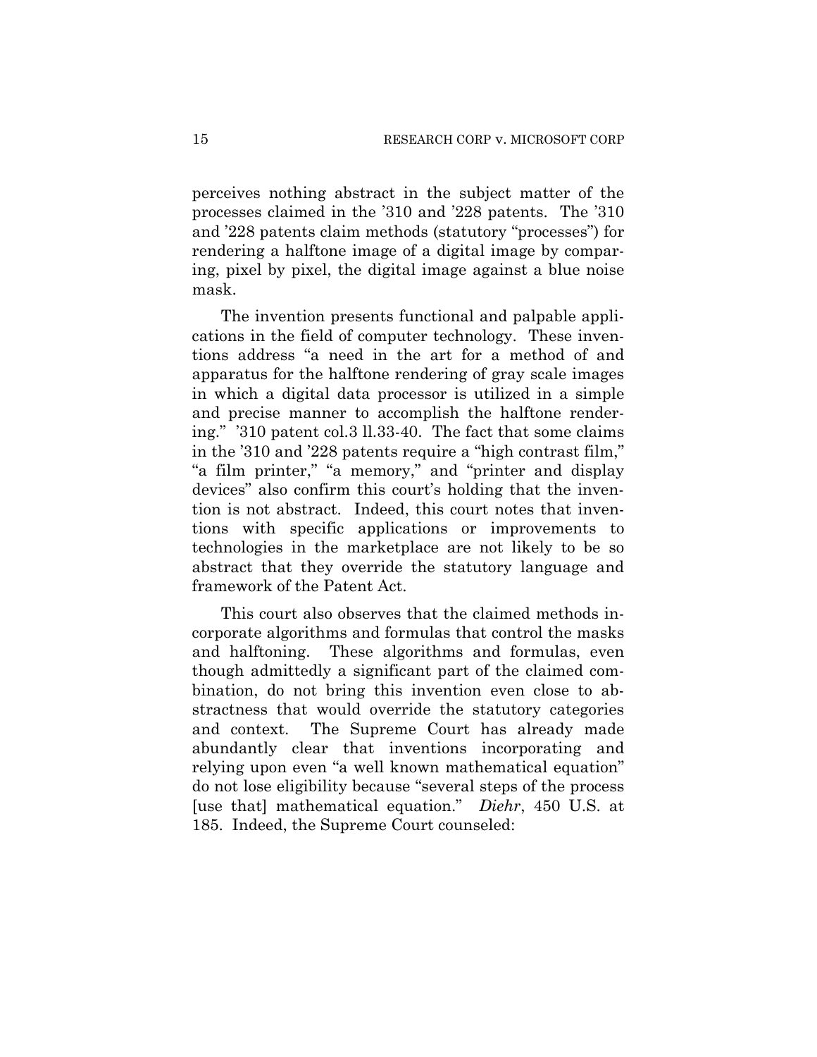perceives nothing abstract in the subject matter of the processes claimed in the '310 and '228 patents. The '310 and '228 patents claim methods (statutory "processes") for rendering a halftone image of a digital image by comparing, pixel by pixel, the digital image against a blue noise mask.

The invention presents functional and palpable applications in the field of computer technology. These inventions address "a need in the art for a method of and apparatus for the halftone rendering of gray scale images in which a digital data processor is utilized in a simple and precise manner to accomplish the halftone rendering." '310 patent col.3 ll.33-40. The fact that some claims in the '310 and '228 patents require a "high contrast film," "a film printer," "a memory," and "printer and display devices" also confirm this court's holding that the invention is not abstract. Indeed, this court notes that inventions with specific applications or improvements to technologies in the marketplace are not likely to be so abstract that they override the statutory language and framework of the Patent Act.

This court also observes that the claimed methods incorporate algorithms and formulas that control the masks and halftoning. These algorithms and formulas, even though admittedly a significant part of the claimed combination, do not bring this invention even close to abstractness that would override the statutory categories and context. The Supreme Court has already made abundantly clear that inventions incorporating and relying upon even "a well known mathematical equation" do not lose eligibility because "several steps of the process [use that] mathematical equation." *Diehr*, 450 U.S. at 185. Indeed, the Supreme Court counseled: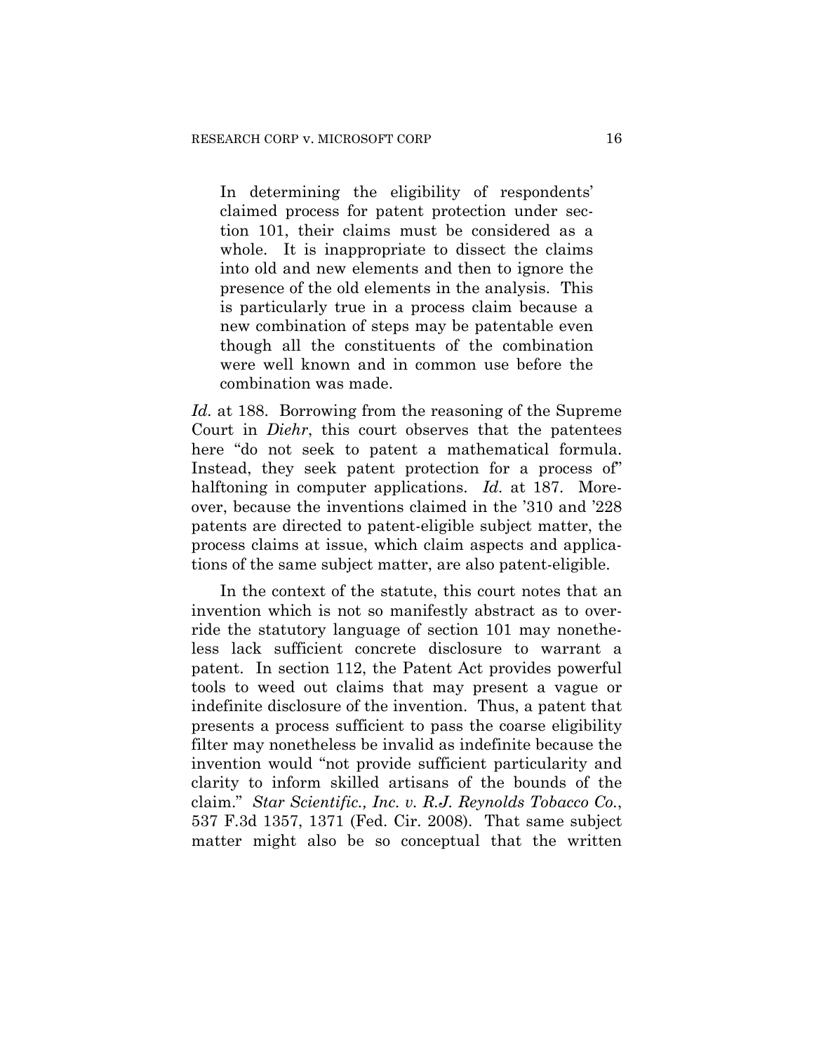> In determining the eligibility of respondents' claimed process for patent protection under section 101, their claims must be considered as a whole. It is inappropriate to dissect the claims into old and new elements and then to ignore the presence of the old elements in the analysis. This is particularly true in a process claim because a new combination of steps may be patentable even though all the constituents of the combination were well known and in common use before the combination was made.

*Id.* at 188. Borrowing from the reasoning of the Supreme Court in *Diehr*, this court observes that the patentees here "do not seek to patent a mathematical formula. Instead, they seek patent protection for a process of" halftoning in computer applications. *Id.* at 187. Moreover, because the inventions claimed in the '310 and '228 patents are directed to patent-eligible subject matter, the process claims at issue, which claim aspects and applications of the same subject matter, are also patent-eligible.

In the context of the statute, this court notes that an invention which is not so manifestly abstract as to override the statutory language of section 101 may nonetheless lack sufficient concrete disclosure to warrant a patent. In section 112, the Patent Act provides powerful tools to weed out claims that may present a vague or indefinite disclosure of the invention. Thus, a patent that presents a process sufficient to pass the coarse eligibility filter may nonetheless be invalid as indefinite because the invention would "not provide sufficient particularity and clarity to inform skilled artisans of the bounds of the claim." *Star Scientific., Inc. v. R.J. Reynolds Tobacco Co.*, 537 F.3d 1357, 1371 (Fed. Cir. 2008). That same subject matter might also be so conceptual that the written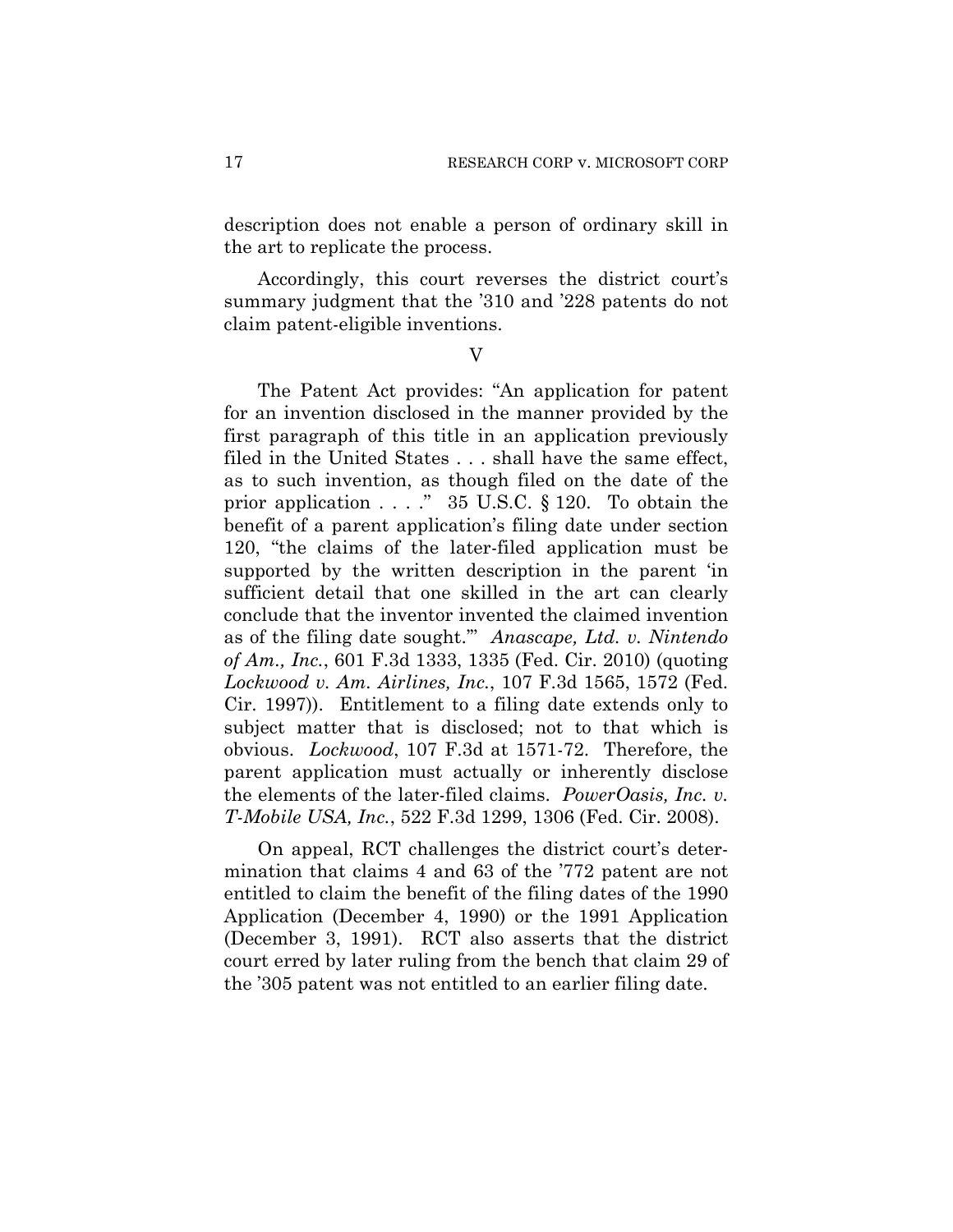description does not enable a person of ordinary skill in the art to replicate the process.

Accordingly, this court reverses the district court's summary judgment that the '310 and '228 patents do not claim patent-eligible inventions.

## V

The Patent Act provides: "An application for patent for an invention disclosed in the manner provided by the first paragraph of this title in an application previously filed in the United States . . . shall have the same effect, as to such invention, as though filed on the date of the prior application . . . ." 35 U.S.C. § 120. To obtain the benefit of a parent application's filing date under section 120, "the claims of the later-filed application must be supported by the written description in the parent 'in sufficient detail that one skilled in the art can clearly conclude that the inventor invented the claimed invention as of the filing date sought.'" *Anascape, Ltd. v. Nintendo of Am., Inc.*, 601 F.3d 1333, 1335 (Fed. Cir. 2010) (quoting *Lockwood v. Am. Airlines, Inc.*, 107 F.3d 1565, 1572 (Fed. Cir. 1997)). Entitlement to a filing date extends only to subject matter that is disclosed; not to that which is obvious. *Lockwood*, 107 F.3d at 1571-72. Therefore, the parent application must actually or inherently disclose the elements of the later-filed claims. *PowerOasis, Inc. v. T-Mobile USA, Inc.*, 522 F.3d 1299, 1306 (Fed. Cir. 2008).

On appeal, RCT challenges the district court's determination that claims 4 and 63 of the '772 patent are not entitled to claim the benefit of the filing dates of the 1990 Application (December 4, 1990) or the 1991 Application (December 3, 1991). RCT also asserts that the district court erred by later ruling from the bench that claim 29 of the '305 patent was not entitled to an earlier filing date.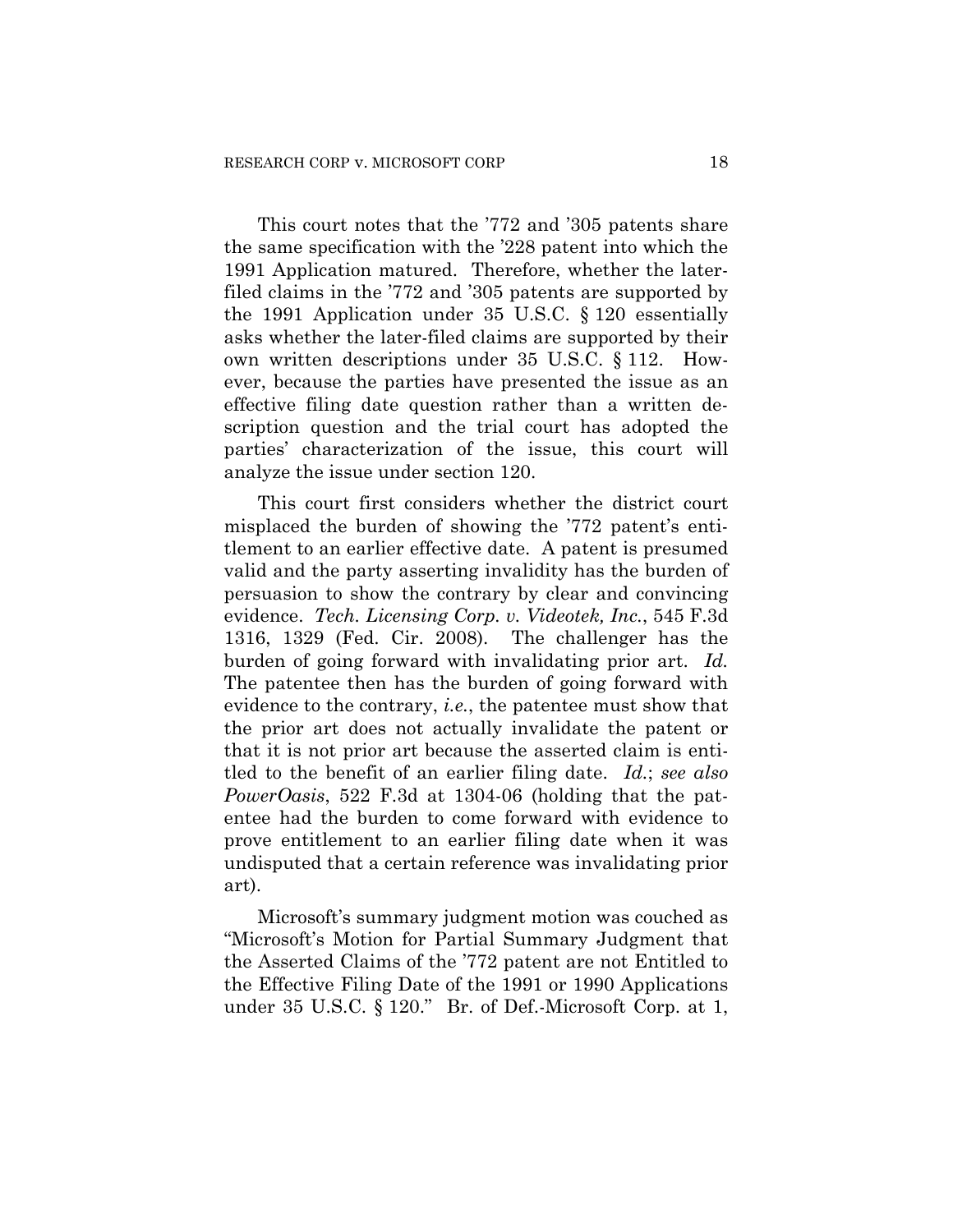This court notes that the '772 and '305 patents share the same specification with the '228 patent into which the 1991 Application matured. Therefore, whether the later-filed claims in the '772 and '305 patents are supported by the 1991 Application under 35 U.S.C. § 120 essentially asks whether the later-filed claims are supported by their own written descriptions under 35 U.S.C. § 112. However, because the parties have presented the issue as an effective filing date question rather than a written description question and the trial court has adopted the parties' characterization of the issue, this court will analyze the issue under section 120.

This court first considers whether the district court misplaced the burden of showing the '772 patent's entitlement to an earlier effective date. A patent is presumed valid and the party asserting invalidity has the burden of persuasion to show the contrary by clear and convincing evidence. *Tech. Licensing Corp. v. Videotek, Inc.*, 545 F.3d 1316, 1329 (Fed. Cir. 2008). The challenger has the burden of going forward with invalidating prior art. *Id.* The patentee then has the burden of going forward with evidence to the contrary, *i.e.*, the patentee must show that the prior art does not actually invalidate the patent or that it is not prior art because the asserted claim is entitled to the benefit of an earlier filing date. *Id.*; *see also PowerOasis*, 522 F.3d at 1304-06 (holding that the patentee had the burden to come forward with evidence to prove entitlement to an earlier filing date when it was undisputed that a certain reference was invalidating prior art).

Microsoft's summary judgment motion was couched as "Microsoft's Motion for Partial Summary Judgment that the Asserted Claims of the '772 patent are not Entitled to the Effective Filing Date of the 1991 or 1990 Applications under 35 U.S.C. § 120." Br. of Def.-Microsoft Corp. at 1,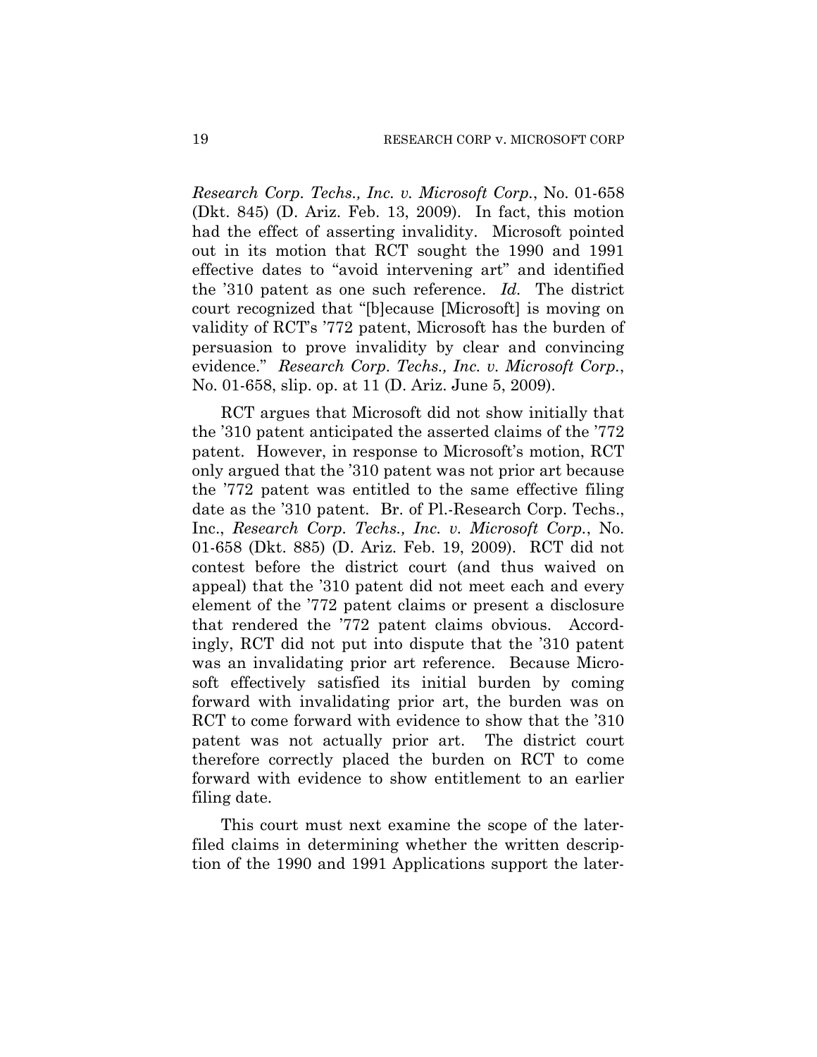*Research Corp. Techs., Inc. v. Microsoft Corp.*, No. 01-658 (Dkt. 845) (D. Ariz. Feb. 13, 2009). In fact, this motion had the effect of asserting invalidity. Microsoft pointed out in its motion that RCT sought the 1990 and 1991 effective dates to "avoid intervening art" and identified the '310 patent as one such reference. *Id.* The district court recognized that "[b]ecause [Microsoft] is moving on validity of RCT's '772 patent, Microsoft has the burden of persuasion to prove invalidity by clear and convincing evidence." *Research Corp. Techs., Inc. v. Microsoft Corp.*, No. 01-658, slip. op. at 11 (D. Ariz. June 5, 2009).

RCT argues that Microsoft did not show initially that the '310 patent anticipated the asserted claims of the '772 patent. However, in response to Microsoft's motion, RCT only argued that the '310 patent was not prior art because the '772 patent was entitled to the same effective filing date as the '310 patent. Br. of Pl.-Research Corp. Techs., Inc., *Research Corp. Techs., Inc. v. Microsoft Corp.*, No. 01-658 (Dkt. 885) (D. Ariz. Feb. 19, 2009). RCT did not contest before the district court (and thus waived on appeal) that the '310 patent did not meet each and every element of the '772 patent claims or present a disclosure that rendered the '772 patent claims obvious. Accordingly, RCT did not put into dispute that the '310 patent was an invalidating prior art reference. Because Microsoft effectively satisfied its initial burden by coming forward with invalidating prior art, the burden was on RCT to come forward with evidence to show that the '310 patent was not actually prior art. The district court therefore correctly placed the burden on RCT to come forward with evidence to show entitlement to an earlier filing date.

This court must next examine the scope of the later-filed claims in determining whether the written description of the 1990 and 1991 Applications support the later-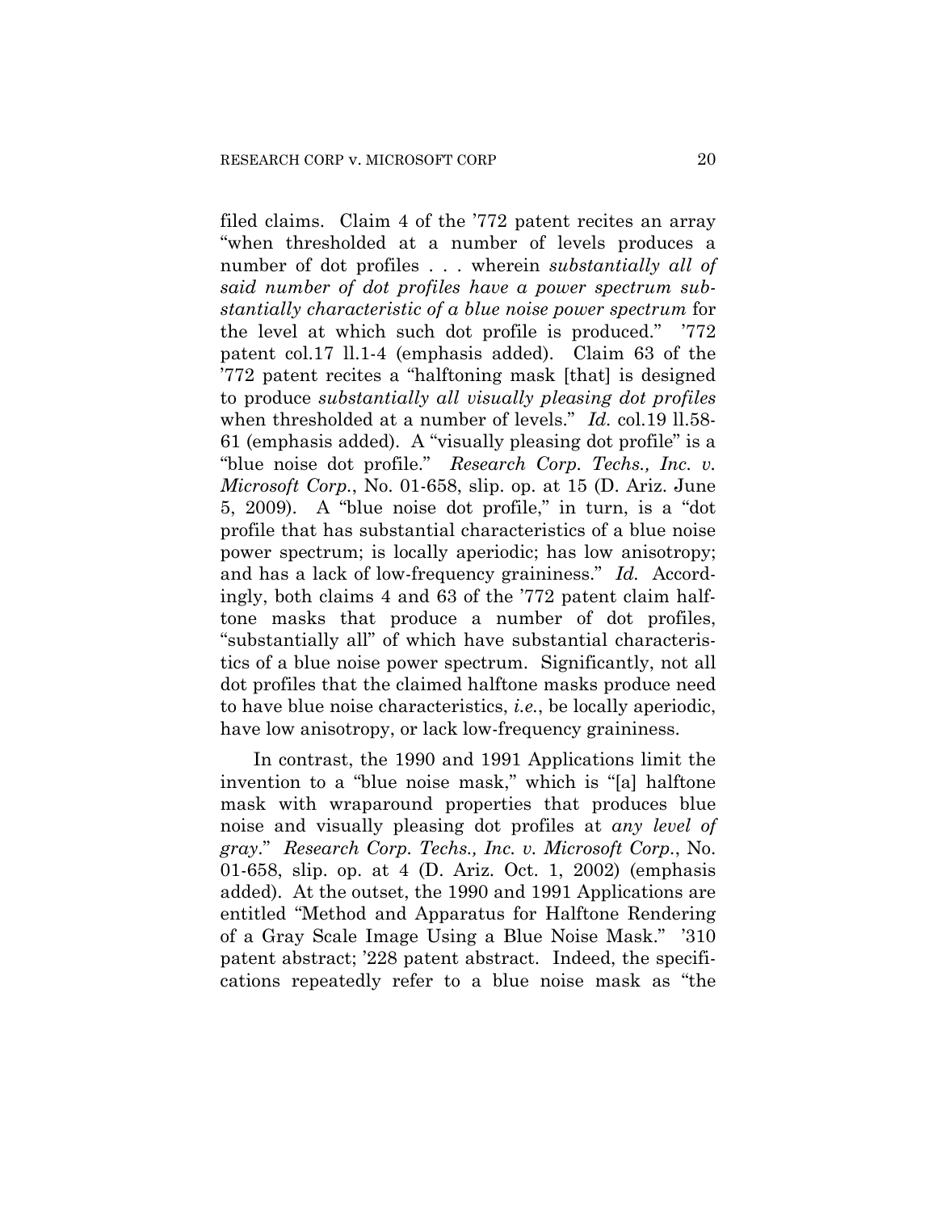filed claims. Claim 4 of the '772 patent recites an array "when thresholded at a number of levels produces a number of dot profiles . . . wherein *substantially all of said number of dot profiles have a power spectrum substantially characteristic of a blue noise power spectrum* for the level at which such dot profile is produced." '772 patent col.17 ll.1-4 (emphasis added). Claim 63 of the '772 patent recites a "halftoning mask [that] is designed to produce *substantially all visually pleasing dot profiles* when thresholded at a number of levels." *Id.* col.19 ll.58-61 (emphasis added). A "visually pleasing dot profile" is a "blue noise dot profile." *Research Corp. Techs., Inc. v. Microsoft Corp.*, No. 01-658, slip. op. at 15 (D. Ariz. June 5, 2009). A "blue noise dot profile," in turn, is a "dot profile that has substantial characteristics of a blue noise power spectrum; is locally aperiodic; has low anisotropy; and has a lack of low-frequency graininess." *Id.* Accordingly, both claims 4 and 63 of the '772 patent claim halftone masks that produce a number of dot profiles, "substantially all" of which have substantial characteristics of a blue noise power spectrum. Significantly, not all dot profiles that the claimed halftone masks produce need to have blue noise characteristics, *i.e.*, be locally aperiodic, have low anisotropy, or lack low-frequency graininess.

In contrast, the 1990 and 1991 Applications limit the invention to a "blue noise mask," which is "[a] halftone mask with wraparound properties that produces blue noise and visually pleasing dot profiles at *any level of gray*." *Research Corp. Techs., Inc. v. Microsoft Corp.*, No. 01-658, slip. op. at 4 (D. Ariz. Oct. 1, 2002) (emphasis added). At the outset, the 1990 and 1991 Applications are entitled "Method and Apparatus for Halftone Rendering of a Gray Scale Image Using a Blue Noise Mask." '310 patent abstract; '228 patent abstract. Indeed, the specifications repeatedly refer to a blue noise mask as "the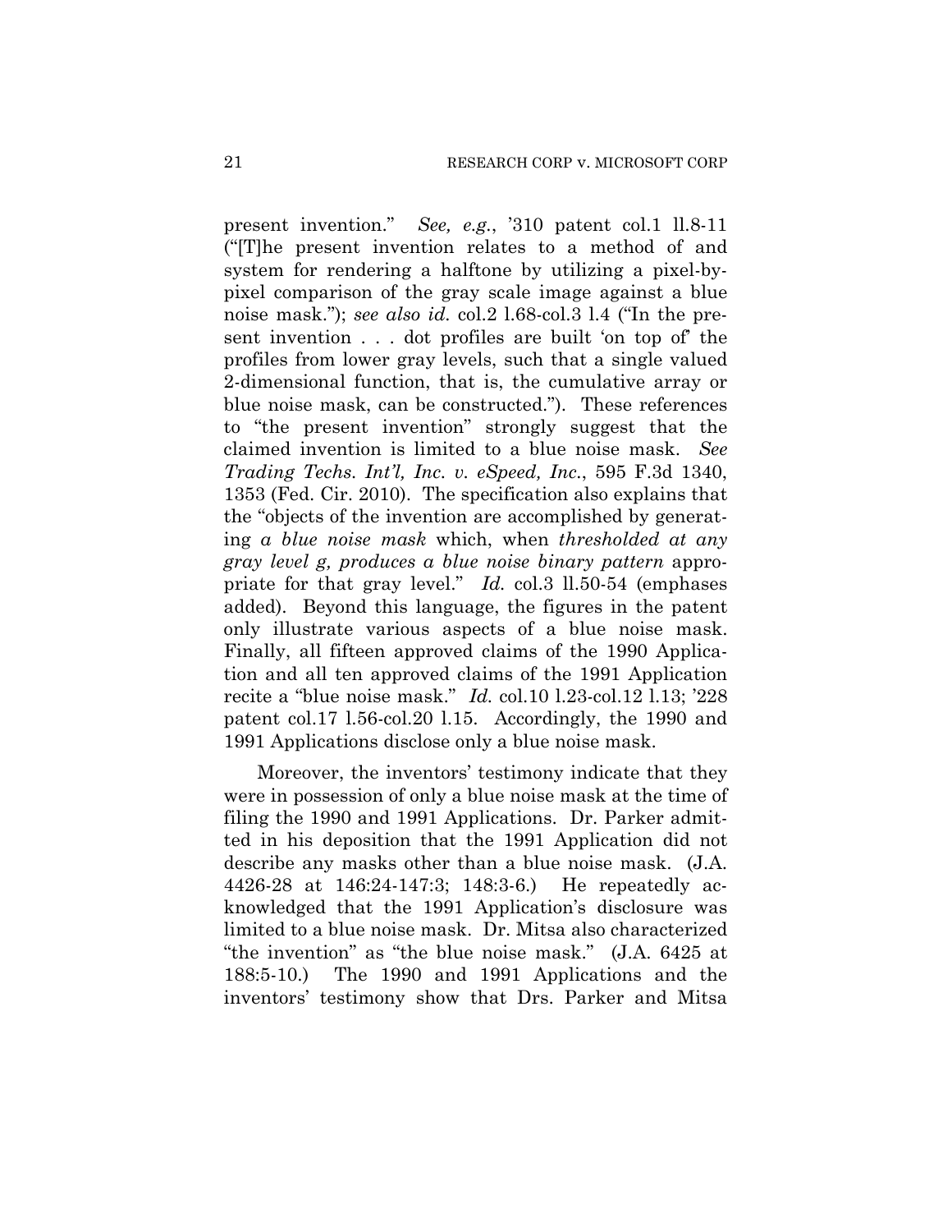present invention." *See, e.g.*, '310 patent col.1 ll.8-11 ("[T]he present invention relates to a method of and system for rendering a halftone by utilizing a pixel-by-pixel comparison of the gray scale image against a blue noise mask."); *see also id.* col.2 l.68-col.3 l.4 ("In the present invention . . . dot profiles are built 'on top of' the profiles from lower gray levels, such that a single valued 2-dimensional function, that is, the cumulative array or blue noise mask, can be constructed."). These references to "the present invention" strongly suggest that the claimed invention is limited to a blue noise mask. *See Trading Techs. Int'l, Inc. v. eSpeed, Inc.*, 595 F.3d 1340, 1353 (Fed. Cir. 2010). The specification also explains that the "objects of the invention are accomplished by generating *a blue noise mask* which, when *thresholded at any gray level g, produces a blue noise binary pattern* appropriate for that gray level." *Id.* col.3 ll.50-54 (emphases added). Beyond this language, the figures in the patent only illustrate various aspects of a blue noise mask. Finally, all fifteen approved claims of the 1990 Application and all ten approved claims of the 1991 Application recite a "blue noise mask." *Id.* col.10 l.23-col.12 l.13; '228 patent col.17 l.56-col.20 l.15. Accordingly, the 1990 and 1991 Applications disclose only a blue noise mask.

Moreover, the inventors' testimony indicate that they were in possession of only a blue noise mask at the time of filing the 1990 and 1991 Applications. Dr. Parker admitted in his deposition that the 1991 Application did not describe any masks other than a blue noise mask. (J.A. 4426-28 at 146:24-147:3; 148:3-6.) He repeatedly acknowledged that the 1991 Application's disclosure was limited to a blue noise mask. Dr. Mitsa also characterized "the invention" as "the blue noise mask." (J.A. 6425 at 188:5-10.) The 1990 and 1991 Applications and the inventors' testimony show that Drs. Parker and Mitsa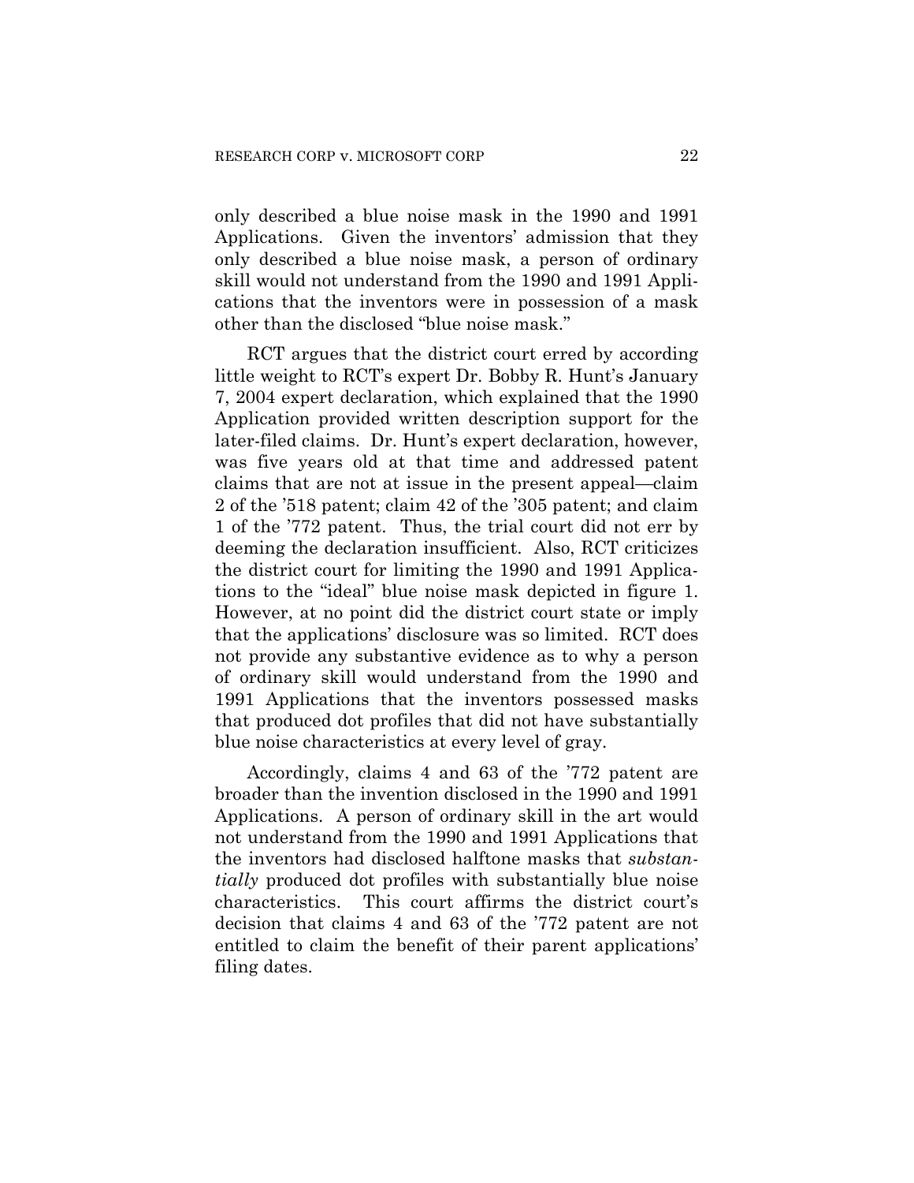only described a blue noise mask in the 1990 and 1991 Applications. Given the inventors' admission that they only described a blue noise mask, a person of ordinary skill would not understand from the 1990 and 1991 Applications that the inventors were in possession of a mask other than the disclosed "blue noise mask."

RCT argues that the district court erred by according little weight to RCT's expert Dr. Bobby R. Hunt's January 7, 2004 expert declaration, which explained that the 1990 Application provided written description support for the later-filed claims. Dr. Hunt's expert declaration, however, was five years old at that time and addressed patent claims that are not at issue in the present appeal—claim 2 of the '518 patent; claim 42 of the '305 patent; and claim 1 of the '772 patent. Thus, the trial court did not err by deeming the declaration insufficient. Also, RCT criticizes the district court for limiting the 1990 and 1991 Applications to the "ideal" blue noise mask depicted in figure 1. However, at no point did the district court state or imply that the applications' disclosure was so limited. RCT does not provide any substantive evidence as to why a person of ordinary skill would understand from the 1990 and 1991 Applications that the inventors possessed masks that produced dot profiles that did not have substantially blue noise characteristics at every level of gray.

Accordingly, claims 4 and 63 of the '772 patent are broader than the invention disclosed in the 1990 and 1991 Applications. A person of ordinary skill in the art would not understand from the 1990 and 1991 Applications that the inventors had disclosed halftone masks that *substantially* produced dot profiles with substantially blue noise characteristics. This court affirms the district court's decision that claims 4 and 63 of the '772 patent are not entitled to claim the benefit of their parent applications' filing dates.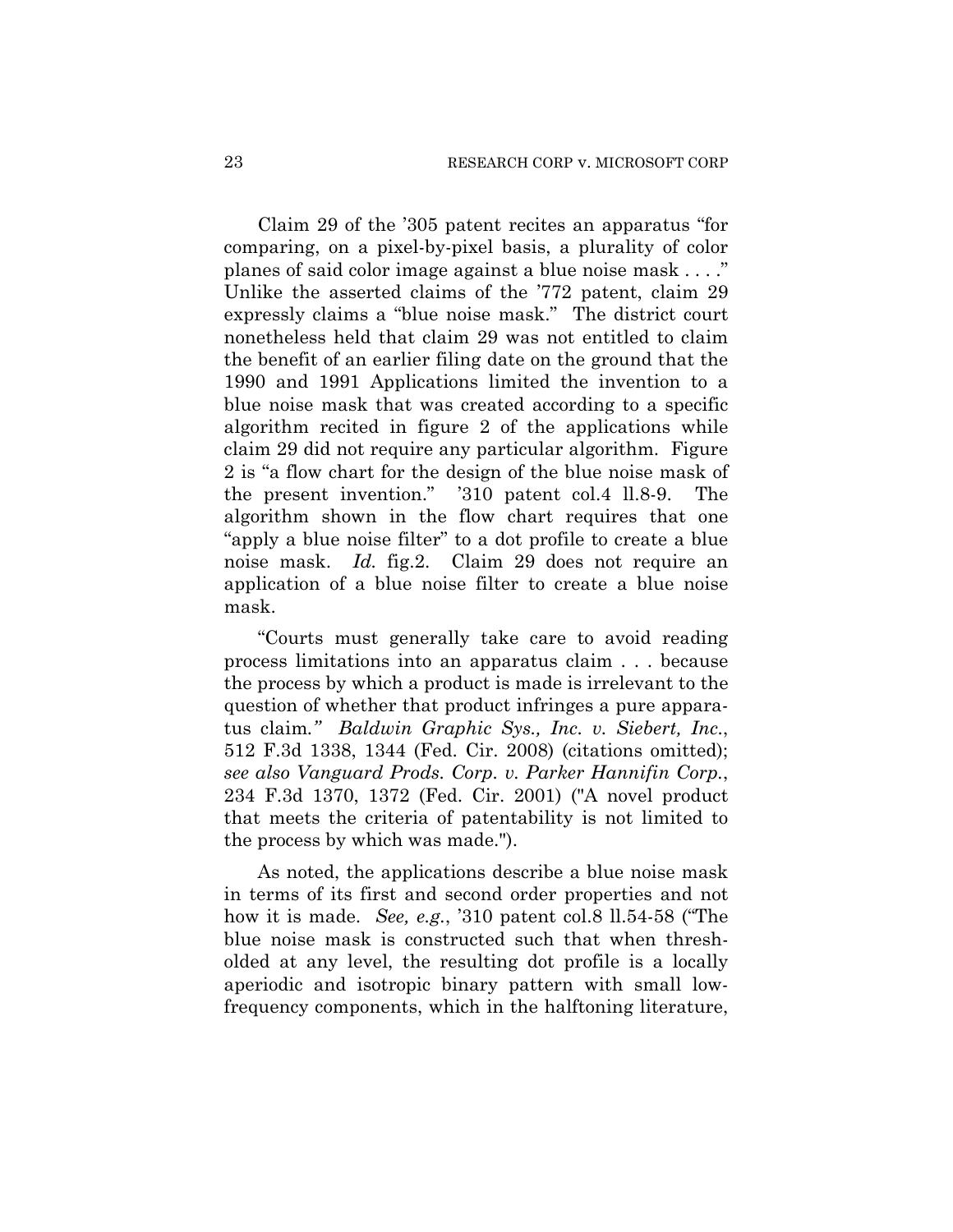Claim 29 of the '305 patent recites an apparatus "for comparing, on a pixel-by-pixel basis, a plurality of color planes of said color image against a blue noise mask . . . ." Unlike the asserted claims of the '772 patent, claim 29 expressly claims a "blue noise mask." The district court nonetheless held that claim 29 was not entitled to claim the benefit of an earlier filing date on the ground that the 1990 and 1991 Applications limited the invention to a blue noise mask that was created according to a specific algorithm recited in figure 2 of the applications while claim 29 did not require any particular algorithm. Figure 2 is "a flow chart for the design of the blue noise mask of the present invention." '310 patent col.4 ll.8-9. The algorithm shown in the flow chart requires that one "apply a blue noise filter" to a dot profile to create a blue noise mask. *Id.* fig.2. Claim 29 does not require an application of a blue noise filter to create a blue noise mask.

"Courts must generally take care to avoid reading process limitations into an apparatus claim . . . because the process by which a product is made is irrelevant to the question of whether that product infringes a pure apparatus claim*.*" *Baldwin Graphic Sys., Inc. v. Siebert, Inc.*, 512 F.3d 1338, 1344 (Fed. Cir. 2008) (citations omitted); *see also Vanguard Prods. Corp. v. Parker Hannifin Corp.*, 234 F.3d 1370, 1372 (Fed. Cir. 2001) ("A novel product that meets the criteria of patentability is not limited to the process by which was made.").

As noted, the applications describe a blue noise mask in terms of its first and second order properties and not how it is made. *See, e.g.*, '310 patent col.8 ll.54-58 ("The blue noise mask is constructed such that when thresholded at any level, the resulting dot profile is a locally aperiodic and isotropic binary pattern with small low-frequency components, which in the halftoning literature,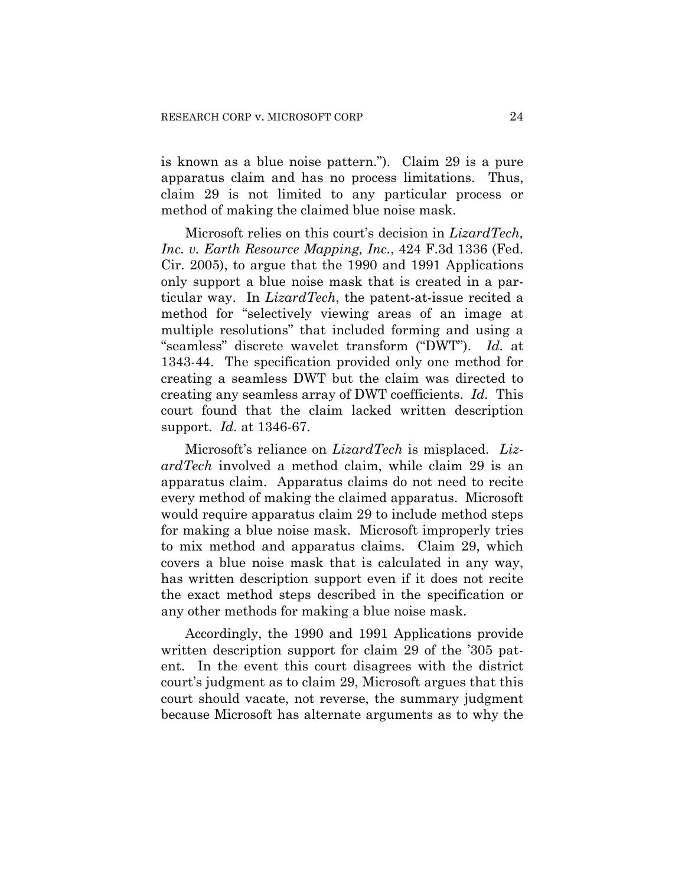is known as a blue noise pattern."). Claim 29 is a pure apparatus claim and has no process limitations. Thus, claim 29 is not limited to any particular process or method of making the claimed blue noise mask.

Microsoft relies on this court's decision in *LizardTech, Inc. v. Earth Resource Mapping, Inc.*, 424 F.3d 1336 (Fed. Cir. 2005), to argue that the 1990 and 1991 Applications only support a blue noise mask that is created in a particular way. In *LizardTech*, the patent-at-issue recited a method for "selectively viewing areas of an image at multiple resolutions" that included forming and using a "seamless" discrete wavelet transform ("DWT"). *Id.* at 1343-44. The specification provided only one method for creating a seamless DWT but the claim was directed to creating any seamless array of DWT coefficients. *Id.* This court found that the claim lacked written description support. *Id.* at 1346-67.

Microsoft's reliance on *LizardTech* is misplaced. *LizardTech* involved a method claim, while claim 29 is an apparatus claim. Apparatus claims do not need to recite every method of making the claimed apparatus. Microsoft would require apparatus claim 29 to include method steps for making a blue noise mask. Microsoft improperly tries to mix method and apparatus claims. Claim 29, which covers a blue noise mask that is calculated in any way, has written description support even if it does not recite the exact method steps described in the specification or any other methods for making a blue noise mask.

Accordingly, the 1990 and 1991 Applications provide written description support for claim 29 of the '305 patent. In the event this court disagrees with the district court's judgment as to claim 29, Microsoft argues that this court should vacate, not reverse, the summary judgment because Microsoft has alternate arguments as to why the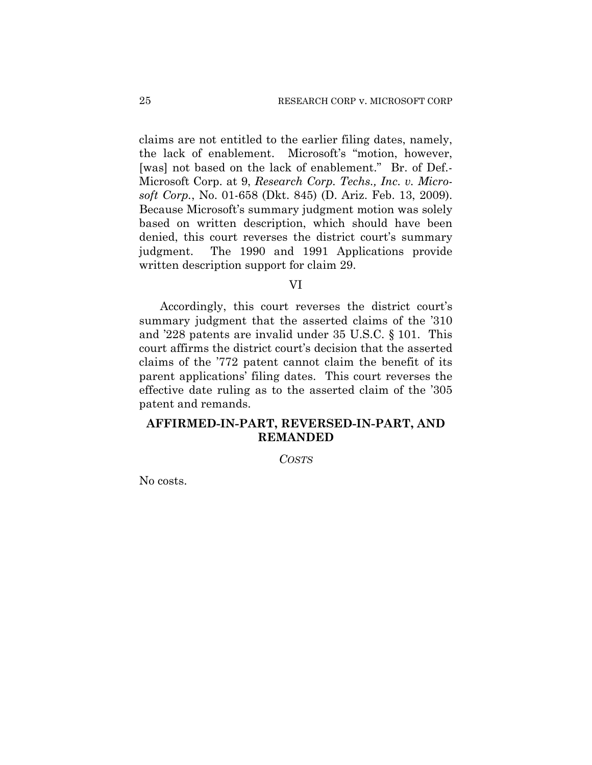claims are not entitled to the earlier filing dates, namely, the lack of enablement. Microsoft's "motion, however, [was] not based on the lack of enablement." Br. of Def.-Microsoft Corp. at 9, *Research Corp. Techs., Inc. v. Microsoft Corp.*, No. 01-658 (Dkt. 845) (D. Ariz. Feb. 13, 2009). Because Microsoft's summary judgment motion was solely based on written description, which should have been denied, this court reverses the district court's summary judgment. The 1990 and 1991 Applications provide written description support for claim 29.

## VI

Accordingly, this court reverses the district court's summary judgment that the asserted claims of the '310 and '228 patents are invalid under 35 U.S.C. § 101. This court affirms the district court's decision that the asserted claims of the '772 patent cannot claim the benefit of its parent applications' filing dates. This court reverses the effective date ruling as to the asserted claim of the '305 patent and remands.

## AFFIRMED-IN-PART, REVERSED-IN-PART, AND REMANDED

*COSTS*

No costs.